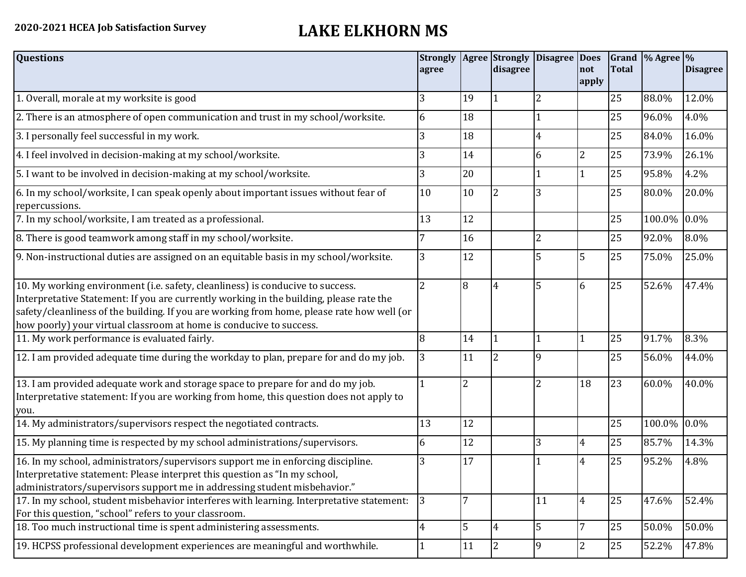**2020-2021 HCEA Job Satisfaction Survey**

# LAKE ELKHORN MS

| Questions | Strongly agree | Agree | Strongly disagree | Disagree | Does not apply | Grand Total | % Agree | % Disagree |
|---|---|---|---|---|---|---|---|---|
| 1. Overall, morale at my worksite is good | 3 | 19 | 1 | 2 | | 25 | 88.0% | 12.0% |
| 2. There is an atmosphere of open communication and trust in my school/worksite. | 6 | 18 | | 1 | | 25 | 96.0% | 4.0% |
| 3. I personally feel successful in my work. | 3 | 18 | | 4 | | 25 | 84.0% | 16.0% |
| 4. I feel involved in decision-making at my school/worksite. | 3 | 14 | | 6 | 2 | 25 | 73.9% | 26.1% |
| 5. I want to be involved in decision-making at my school/worksite. | 3 | 20 | | 1 | 1 | 25 | 95.8% | 4.2% |
| 6. In my school/worksite, I can speak openly about important issues without fear of repercussions. | 10 | 10 | 2 | 3 | | 25 | 80.0% | 20.0% |
| 7. In my school/worksite, I am treated as a professional. | 13 | 12 | | | | 25 | 100.0% | 0.0% |
| 8. There is good teamwork among staff in my school/worksite. | 7 | 16 | | 2 | | 25 | 92.0% | 8.0% |
| 9. Non-instructional duties are assigned on an equitable basis in my school/worksite. | 3 | 12 | | 5 | 5 | 25 | 75.0% | 25.0% |
| 10. My working environment (i.e. safety, cleanliness) is conducive to success. Interpretative Statement: If you are currently working in the building, please rate the safety/cleanliness of the building. If you are working from home, please rate how well (or how poorly) your virtual classroom at home is conducive to success. | 2 | 8 | 4 | 5 | 6 | 25 | 52.6% | 47.4% |
| 11. My work performance is evaluated fairly. | 8 | 14 | 1 | 1 | 1 | 25 | 91.7% | 8.3% |
| 12. I am provided adequate time during the workday to plan, prepare for and do my job. | 3 | 11 | 2 | 9 | | 25 | 56.0% | 44.0% |
| 13. I am provided adequate work and storage space to prepare for and do my job. Interpretative statement: If you are working from home, this question does not apply to you. | 1 | 2 | | 2 | 18 | 23 | 60.0% | 40.0% |
| 14. My administrators/supervisors respect the negotiated contracts. | 13 | 12 | | | | 25 | 100.0% | 0.0% |
| 15. My planning time is respected by my school administrations/supervisors. | 6 | 12 | | 3 | 4 | 25 | 85.7% | 14.3% |
| 16. In my school, administrators/supervisors support me in enforcing discipline. Interpretative statement: Please interpret this question as "In my school, administrators/supervisors support me in addressing student misbehavior." | 3 | 17 | | 1 | 4 | 25 | 95.2% | 4.8% |
| 17. In my school, student misbehavior interferes with learning. Interpretative statement: For this question, "school" refers to your classroom. | 3 | 7 | | 11 | 4 | 25 | 47.6% | 52.4% |
| 18. Too much instructional time is spent administering assessments. | 4 | 5 | 4 | 5 | 7 | 25 | 50.0% | 50.0% |
| 19. HCPSS professional development experiences are meaningful and worthwhile. | 1 | 11 | 2 | 9 | 2 | 25 | 52.2% | 47.8% |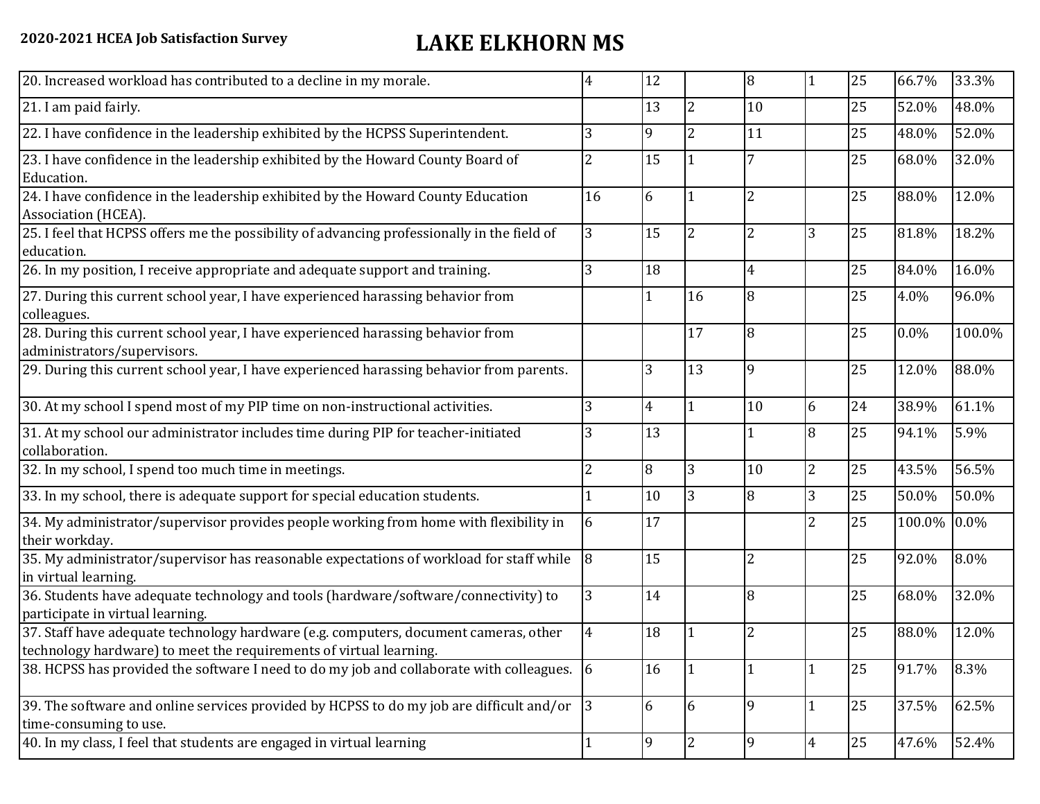**2020-2021 HCEA Job Satisfaction Survey**

# LAKE ELKHORN MS

| | | | | | | | | |
|---|---|---|---|---|---|---|---|---|
| 20. Increased workload has contributed to a decline in my morale. | 4 | 12 | | 8 | 1 | 25 | 66.7% | 33.3% |
| 21. I am paid fairly. | | 13 | 2 | 10 | | 25 | 52.0% | 48.0% |
| 22. I have confidence in the leadership exhibited by the HCPSS Superintendent. | 3 | 9 | 2 | 11 | | 25 | 48.0% | 52.0% |
| 23. I have confidence in the leadership exhibited by the Howard County Board of Education. | 2 | 15 | 1 | 7 | | 25 | 68.0% | 32.0% |
| 24. I have confidence in the leadership exhibited by the Howard County Education Association (HCEA). | 16 | 6 | 1 | 2 | | 25 | 88.0% | 12.0% |
| 25. I feel that HCPSS offers me the possibility of advancing professionally in the field of education. | 3 | 15 | 2 | 2 | 3 | 25 | 81.8% | 18.2% |
| 26. In my position, I receive appropriate and adequate support and training. | 3 | 18 | | 4 | | 25 | 84.0% | 16.0% |
| 27. During this current school year, I have experienced harassing behavior from colleagues. | | 1 | 16 | 8 | | 25 | 4.0% | 96.0% |
| 28. During this current school year, I have experienced harassing behavior from administrators/supervisors. | | | 17 | 8 | | 25 | 0.0% | 100.0% |
| 29. During this current school year, I have experienced harassing behavior from parents. | | 3 | 13 | 9 | | 25 | 12.0% | 88.0% |
| 30. At my school I spend most of my PIP time on non-instructional activities. | 3 | 4 | 1 | 10 | 6 | 24 | 38.9% | 61.1% |
| 31. At my school our administrator includes time during PIP for teacher-initiated collaboration. | 3 | 13 | | 1 | 8 | 25 | 94.1% | 5.9% |
| 32. In my school, I spend too much time in meetings. | 2 | 8 | 3 | 10 | 2 | 25 | 43.5% | 56.5% |
| 33. In my school, there is adequate support for special education students. | 1 | 10 | 3 | 8 | 3 | 25 | 50.0% | 50.0% |
| 34. My administrator/supervisor provides people working from home with flexibility in their workday. | 6 | 17 | | | 2 | 25 | 100.0% | 0.0% |
| 35. My administrator/supervisor has reasonable expectations of workload for staff while in virtual learning. | 8 | 15 | | 2 | | 25 | 92.0% | 8.0% |
| 36. Students have adequate technology and tools (hardware/software/connectivity) to participate in virtual learning. | 3 | 14 | | 8 | | 25 | 68.0% | 32.0% |
| 37. Staff have adequate technology hardware (e.g. computers, document cameras, other technology hardware) to meet the requirements of virtual learning. | 4 | 18 | 1 | 2 | | 25 | 88.0% | 12.0% |
| 38. HCPSS has provided the software I need to do my job and collaborate with colleagues. | 6 | 16 | 1 | 1 | 1 | 25 | 91.7% | 8.3% |
| 39. The software and online services provided by HCPSS to do my job are difficult and/or time-consuming to use. | 3 | 6 | 6 | 9 | 1 | 25 | 37.5% | 62.5% |
| 40. In my class, I feel that students are engaged in virtual learning | 1 | 9 | 2 | 9 | 4 | 25 | 47.6% | 52.4% |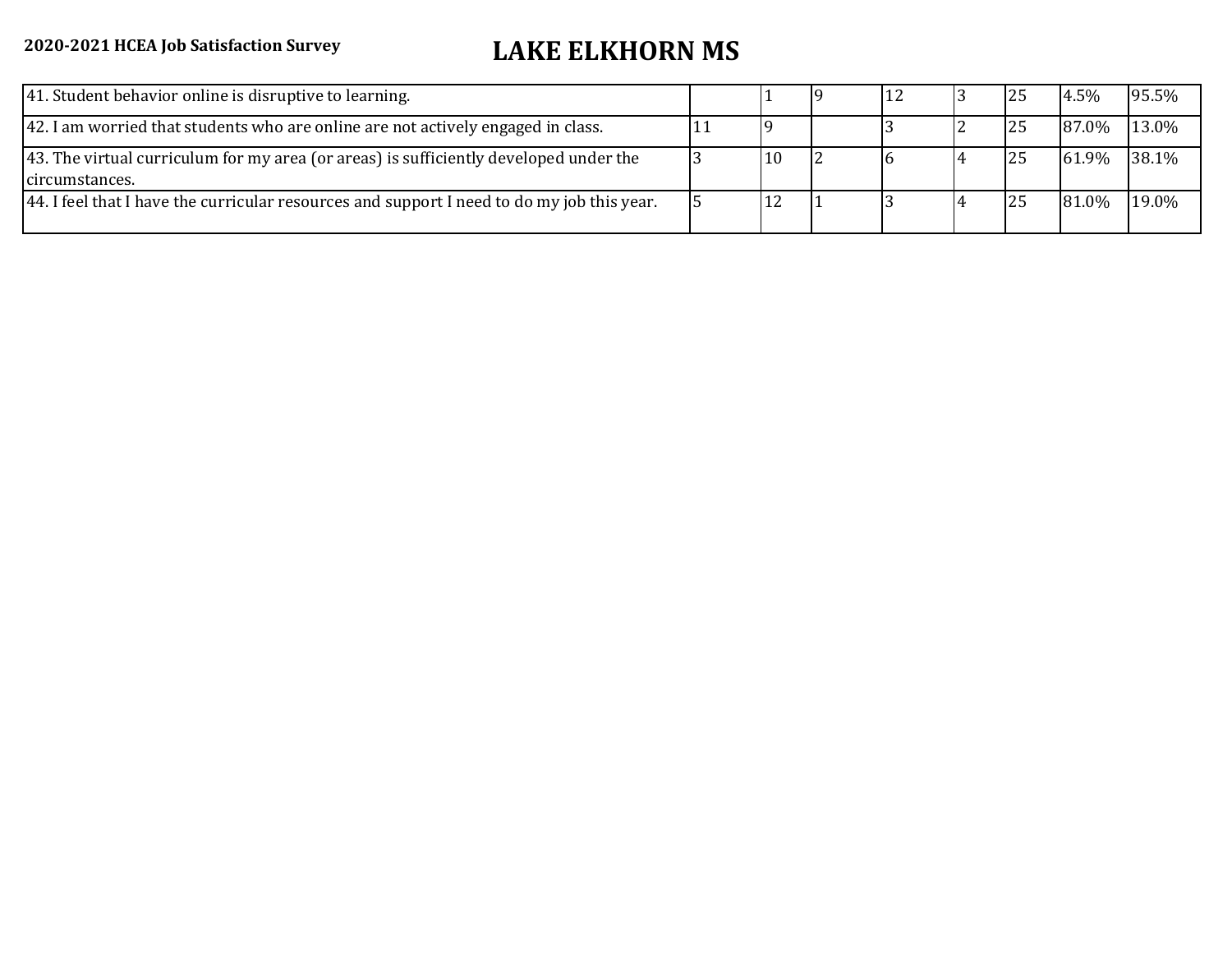2020-2021 HCEA Job Satisfaction Survey

# LAKE ELKHORN MS

| | | | | | | | | |
|---|---|---|---|---|---|---|---|---|
| 41. Student behavior online is disruptive to learning. | | 1 | 9 | 12 | 3 | 25 | 4.5% | 95.5% |
| 42. I am worried that students who are online are not actively engaged in class. | 11 | 9 | | 3 | 2 | 25 | 87.0% | 13.0% |
| 43. The virtual curriculum for my area (or areas) is sufficiently developed under the circumstances. | 3 | 10 | 2 | 6 | 4 | 25 | 61.9% | 38.1% |
| 44. I feel that I have the curricular resources and support I need to do my job this year. | 5 | 12 | 1 | 3 | 4 | 25 | 81.0% | 19.0% |